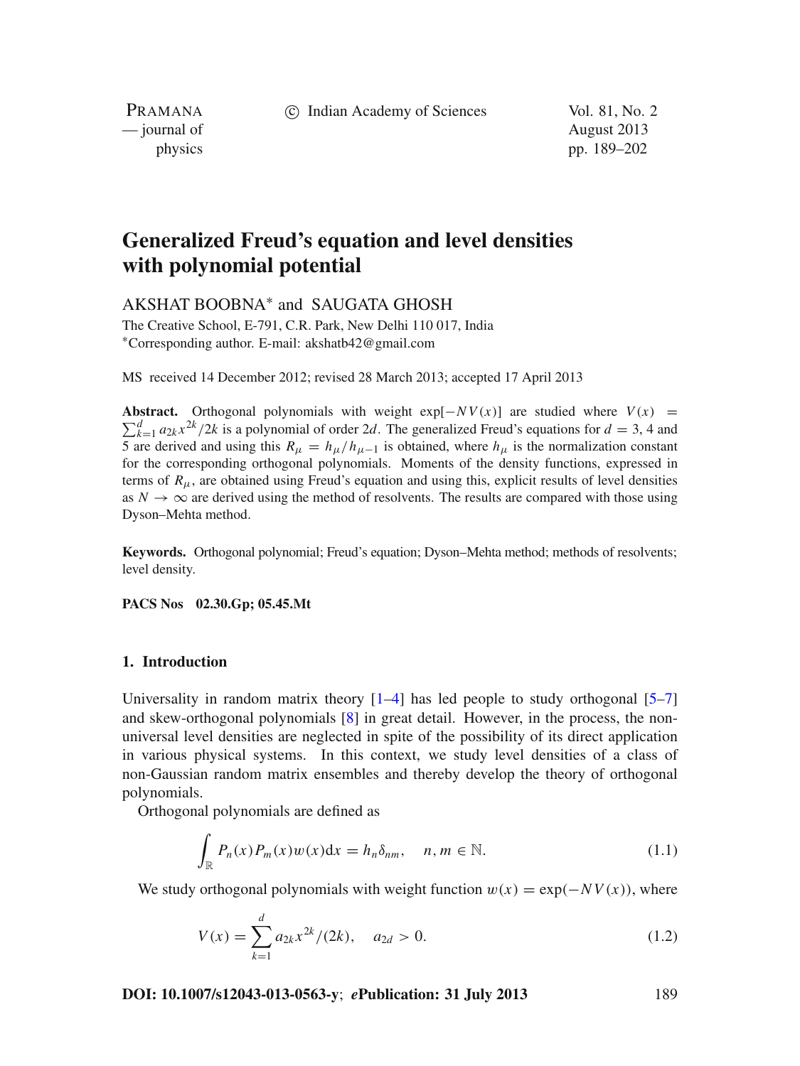# Generalized Freud's equation and level densities with polynomial potential

AKSHAT BOOBNA* and SAUGATA GHOSH

The Creative School, E-791, C.R. Park, New Delhi 110 017, India
*Corresponding author. E-mail: akshatb42@gmail.com

MS received 14 December 2012; revised 28 March 2013; accepted 17 April 2013

**Abstract.** Orthogonal polynomials with weight $\exp[-NV(x)]$ are studied where $V(x) = \sum_{k=1}^{d} a_{2k}x^{2k}/2k$ is a polynomial of order $2d$. The generalized Freud's equations for $d = 3$, 4 and 5 are derived and using this $R_\mu = h_\mu/h_{\mu-1}$ is obtained, where $h_\mu$ is the normalization constant for the corresponding orthogonal polynomials. Moments of the density functions, expressed in terms of $R_\mu$, are obtained using Freud's equation and using this, explicit results of level densities as $N \to \infty$ are derived using the method of resolvents. The results are compared with those using Dyson–Mehta method.

**Keywords.** Orthogonal polynomial; Freud's equation; Dyson–Mehta method; methods of resolvents; level density.

**PACS Nos** **02.30.Gp; 05.45.Mt**

## 1. Introduction

Universality in random matrix theory [1–4] has led people to study orthogonal [5–7] and skew-orthogonal polynomials [8] in great detail. However, in the process, the non-universal level densities are neglected in spite of the possibility of its direct application in various physical systems. In this context, we study level densities of a class of non-Gaussian random matrix ensembles and thereby develop the theory of orthogonal polynomials.

Orthogonal polynomials are defined as

$$\int_{\mathbb{R}} P_n(x)P_m(x)w(x)\mathrm{d}x = h_n\delta_{nm}, \quad n, m \in \mathbb{N}. \tag{1.1}$$

We study orthogonal polynomials with weight function $w(x) = \exp(-NV(x))$, where

$$V(x) = \sum_{k=1}^{d} a_{2k}x^{2k}/(2k), \quad a_{2d} > 0. \tag{1.2}$$

**DOI: 10.1007/s12043-013-0563-y**; ***e*Publication: 31 July 2013**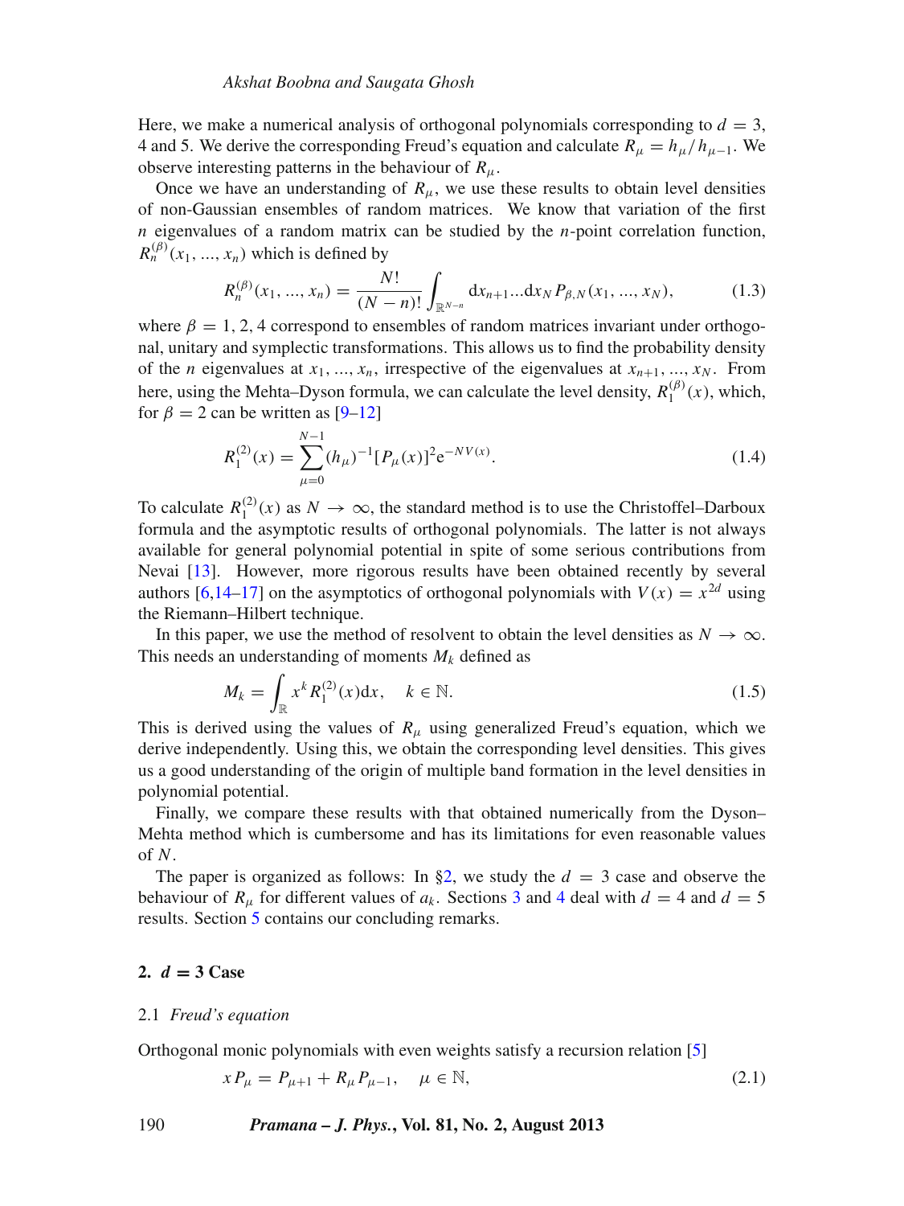Here, we make a numerical analysis of orthogonal polynomials corresponding to $d = 3$, 4 and 5. We derive the corresponding Freud's equation and calculate $R_\mu = h_\mu / h_{\mu-1}$. We observe interesting patterns in the behaviour of $R_\mu$.

Once we have an understanding of $R_\mu$, we use these results to obtain level densities of non-Gaussian ensembles of random matrices. We know that variation of the first $n$ eigenvalues of a random matrix can be studied by the $n$-point correlation function, $R_n^{(\beta)}(x_1, ..., x_n)$ which is defined by

$$R_n^{(\beta)}(x_1, ..., x_n) = \frac{N!}{(N-n)!} \int_{\mathbb{R}^{N-n}} \mathrm{d}x_{n+1} ... \mathrm{d}x_N \, P_{\beta,N}(x_1, ..., x_N), \tag{1.3}$$

where $\beta = 1, 2, 4$ correspond to ensembles of random matrices invariant under orthogonal, unitary and symplectic transformations. This allows us to find the probability density of the $n$ eigenvalues at $x_1, ..., x_n$, irrespective of the eigenvalues at $x_{n+1}, ..., x_N$. From here, using the Mehta–Dyson formula, we can calculate the level density, $R_1^{(\beta)}(x)$, which, for $\beta = 2$ can be written as [9–12]

$$R_1^{(2)}(x) = \sum_{\mu=0}^{N-1} (h_\mu)^{-1} [P_\mu(x)]^2 \mathrm{e}^{-NV(x)}. \tag{1.4}$$

To calculate $R_1^{(2)}(x)$ as $N \to \infty$, the standard method is to use the Christoffel–Darboux formula and the asymptotic results of orthogonal polynomials. The latter is not always available for general polynomial potential in spite of some serious contributions from Nevai [13]. However, more rigorous results have been obtained recently by several authors [6,14–17] on the asymptotics of orthogonal polynomials with $V(x) = x^{2d}$ using the Riemann–Hilbert technique.

In this paper, we use the method of resolvent to obtain the level densities as $N \to \infty$. This needs an understanding of moments $M_k$ defined as

$$M_k = \int_{\mathbb{R}} x^k R_1^{(2)}(x) \mathrm{d}x, \quad k \in \mathbb{N}. \tag{1.5}$$

This is derived using the values of $R_\mu$ using generalized Freud's equation, which we derive independently. Using this, we obtain the corresponding level densities. This gives us a good understanding of the origin of multiple band formation in the level densities in polynomial potential.

Finally, we compare these results with that obtained numerically from the Dyson–Mehta method which is cumbersome and has its limitations for even reasonable values of $N$.

The paper is organized as follows: In §2, we study the $d = 3$ case and observe the behaviour of $R_\mu$ for different values of $a_k$. Sections 3 and 4 deal with $d = 4$ and $d = 5$ results. Section 5 contains our concluding remarks.

## 2. $d = 3$ Case

### 2.1 *Freud's equation*

Orthogonal monic polynomials with even weights satisfy a recursion relation [5]

$$xP_\mu = P_{\mu+1} + R_\mu P_{\mu-1}, \quad \mu \in \mathbb{N}, \tag{2.1}$$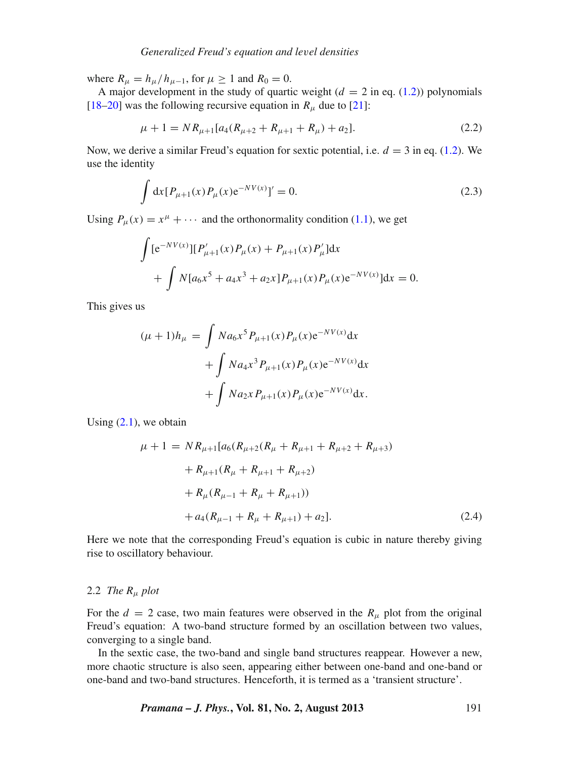where $R_\mu = h_\mu / h_{\mu-1}$, for $\mu \geq 1$ and $R_0 = 0$.

A major development in the study of quartic weight ($d = 2$ in eq. (1.2)) polynomials [18–20] was the following recursive equation in $R_\mu$ due to [21]:

$$\mu + 1 = N R_{\mu+1}[a_4(R_{\mu+2} + R_{\mu+1} + R_\mu) + a_2]. \tag{2.2}$$

Now, we derive a similar Freud's equation for sextic potential, i.e. $d = 3$ in eq. (1.2). We use the identity

$$\int \mathrm{d}x [P_{\mu+1}(x) P_\mu(x) \mathrm{e}^{-NV(x)}]' = 0. \tag{2.3}$$

Using $P_\mu(x) = x^\mu + \cdots$ and the orthonormality condition (1.1), we get

$$\int [\mathrm{e}^{-NV(x)}][P'_{\mu+1}(x) P_\mu(x) + P_{\mu+1}(x) P'_\mu]\mathrm{d}x$$
$$+ \int N[a_6 x^5 + a_4 x^3 + a_2 x] P_{\mu+1}(x) P_\mu(x) \mathrm{e}^{-NV(x)}]\mathrm{d}x = 0.$$

This gives us

$$\begin{aligned}
(\mu + 1) h_\mu = & \int N a_6 x^5 P_{\mu+1}(x) P_\mu(x) \mathrm{e}^{-NV(x)} \mathrm{d}x \\
& + \int N a_4 x^3 P_{\mu+1}(x) P_\mu(x) \mathrm{e}^{-NV(x)} \mathrm{d}x \\
& + \int N a_2 x P_{\mu+1}(x) P_\mu(x) \mathrm{e}^{-NV(x)} \mathrm{d}x.
\end{aligned}$$

Using (2.1), we obtain

$$\begin{aligned}
\mu + 1 = & N R_{\mu+1}[a_6(R_{\mu+2}(R_\mu + R_{\mu+1} + R_{\mu+2} + R_{\mu+3}) \\
& + R_{\mu+1}(R_\mu + R_{\mu+1} + R_{\mu+2}) \\
& + R_\mu(R_{\mu-1} + R_\mu + R_{\mu+1})) \\
& + a_4(R_{\mu-1} + R_\mu + R_{\mu+1}) + a_2].
\end{aligned} \tag{2.4}$$

Here we note that the corresponding Freud's equation is cubic in nature thereby giving rise to oscillatory behaviour.

### 2.2 *The $R_\mu$ plot*

For the $d = 2$ case, two main features were observed in the $R_\mu$ plot from the original Freud's equation: A two-band structure formed by an oscillation between two values, converging to a single band.

In the sextic case, the two-band and single band structures reappear. However a new, more chaotic structure is also seen, appearing either between one-band and one-band or one-band and two-band structures. Henceforth, it is termed as a 'transient structure'.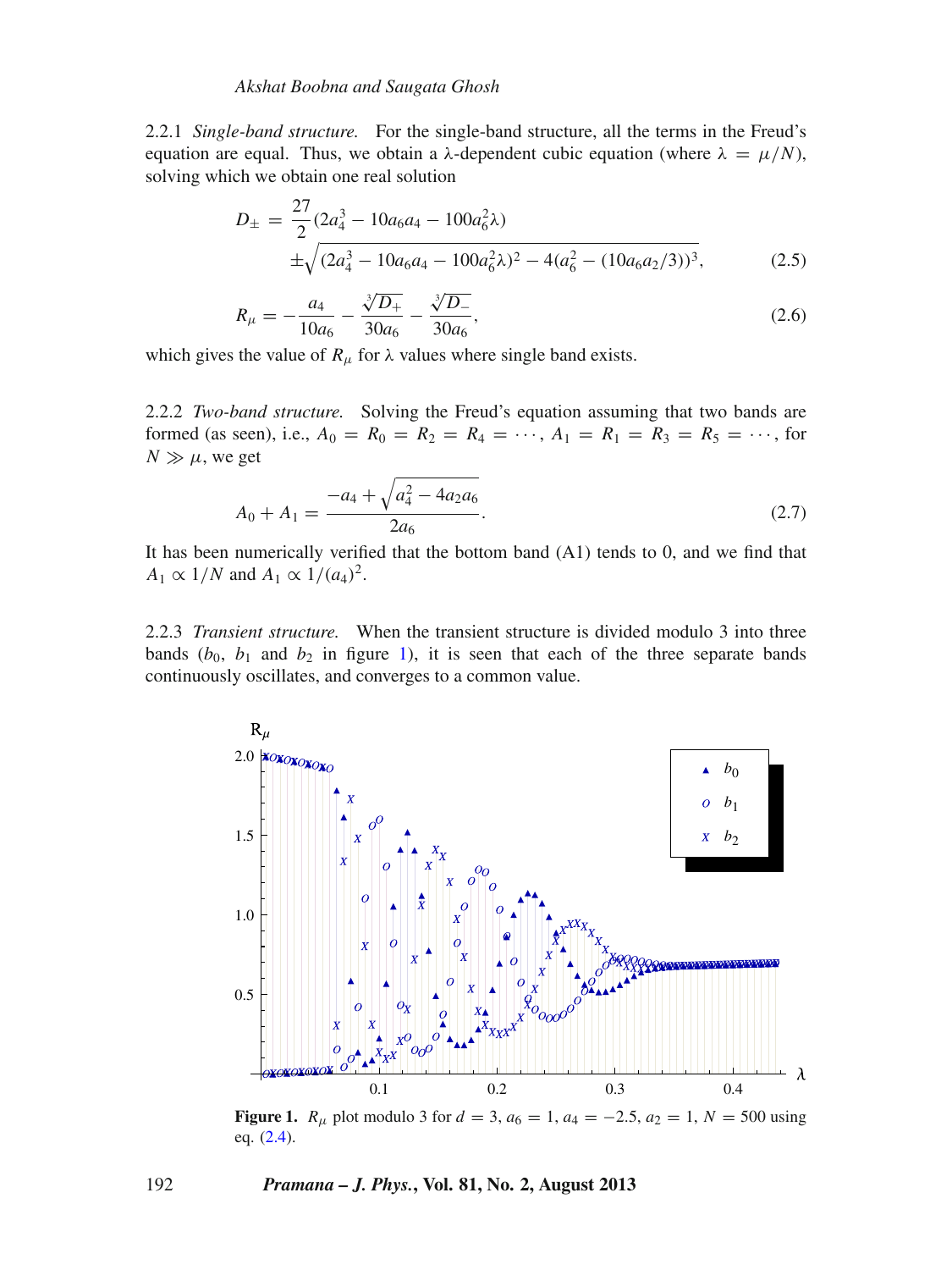2.2.1 *Single-band structure.* For the single-band structure, all the terms in the Freud's equation are equal. Thus, we obtain a $\lambda$-dependent cubic equation (where $\lambda = \mu/N$), solving which we obtain one real solution

$$D_{\pm} = \frac{27}{2}(2a_4^3 - 10a_6a_4 - 100a_6^2\lambda) \pm\sqrt{(2a_4^3 - 10a_6a_4 - 100a_6^2\lambda)^2 - 4(a_6^2 - (10a_6a_2/3))^3}, \tag{2.5}$$

$$R_\mu = -\frac{a_4}{10a_6} - \frac{\sqrt[3]{D_+}}{30a_6} - \frac{\sqrt[3]{D_-}}{30a_6}, \tag{2.6}$$

which gives the value of $R_\mu$ for $\lambda$ values where single band exists.

2.2.2 *Two-band structure.* Solving the Freud's equation assuming that two bands are formed (as seen), i.e., $A_0 = R_0 = R_2 = R_4 = \cdots$, $A_1 = R_1 = R_3 = R_5 = \cdots$, for $N \gg \mu$, we get

$$A_0 + A_1 = \frac{-a_4 + \sqrt{a_4^2 - 4a_2a_6}}{2a_6}. \tag{2.7}$$

It has been numerically verified that the bottom band (A1) tends to 0, and we find that $A_1 \propto 1/N$ and $A_1 \propto 1/(a_4)^2$.

2.2.3 *Transient structure.* When the transient structure is divided modulo 3 into three bands ($b_0$, $b_1$ and $b_2$ in figure 1), it is seen that each of the three separate bands continuously oscillates, and converges to a common value.

**Figure 1.** $R_\mu$ plot modulo 3 for $d = 3$, $a_6 = 1$, $a_4 = -2.5$, $a_2 = 1$, $N = 500$ using eq. (2.4).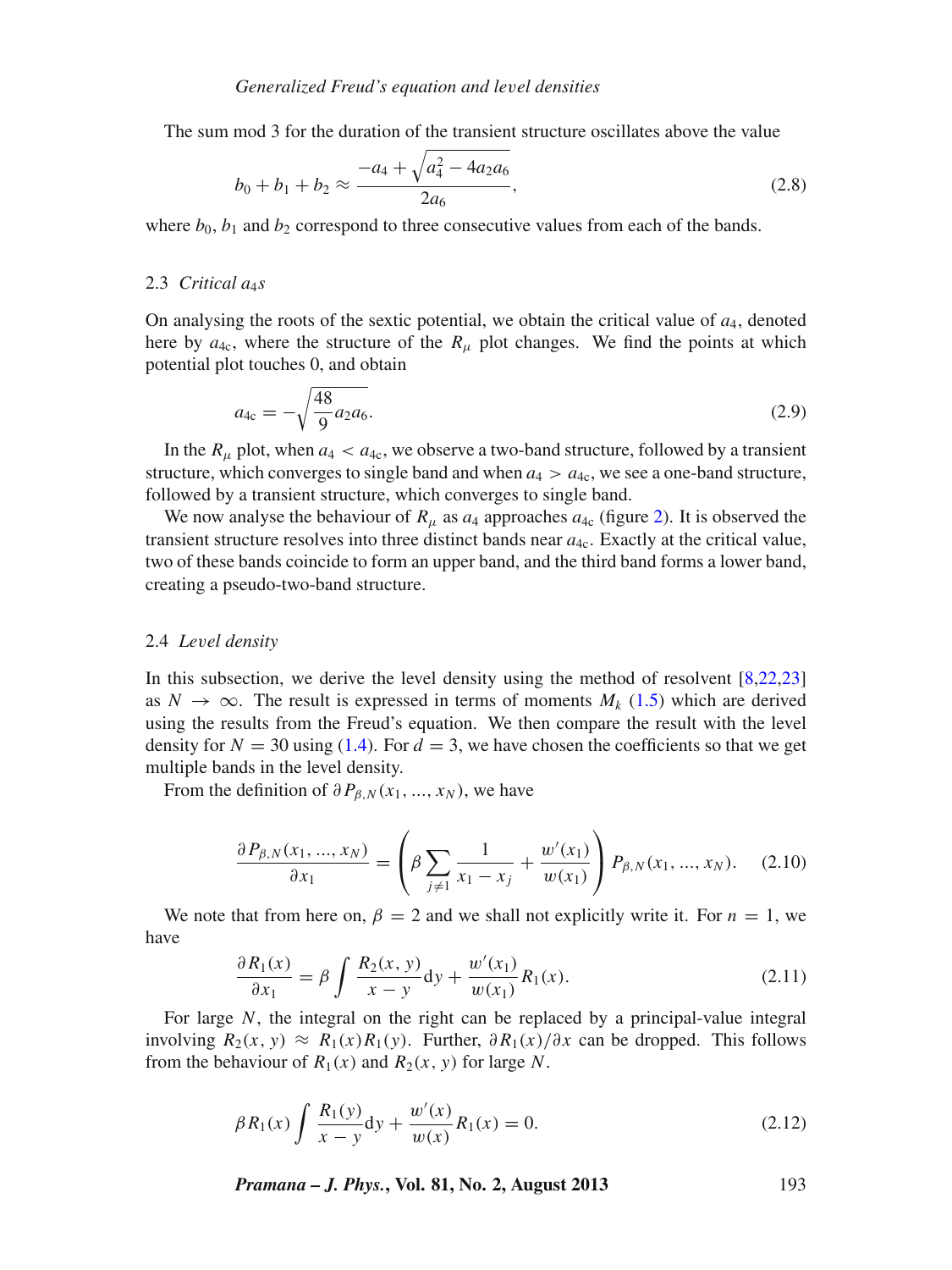The sum mod 3 for the duration of the transient structure oscillates above the value

$$b_0 + b_1 + b_2 \approx \frac{-a_4 + \sqrt{a_4^2 - 4a_2a_6}}{2a_6}, \tag{2.8}$$

where $b_0$, $b_1$ and $b_2$ correspond to three consecutive values from each of the bands.

### 2.3 *Critical $a_4$s*

On analysing the roots of the sextic potential, we obtain the critical value of $a_4$, denoted here by $a_{4c}$, where the structure of the $R_\mu$ plot changes. We find the points at which potential plot touches 0, and obtain

$$a_{4c} = -\sqrt{\frac{48}{9}a_2a_6}. \tag{2.9}$$

In the $R_\mu$ plot, when $a_4 < a_{4c}$, we observe a two-band structure, followed by a transient structure, which converges to single band and when $a_4 > a_{4c}$, we see a one-band structure, followed by a transient structure, which converges to single band.

We now analyse the behaviour of $R_\mu$ as $a_4$ approaches $a_{4c}$ (figure 2). It is observed the transient structure resolves into three distinct bands near $a_{4c}$. Exactly at the critical value, two of these bands coincide to form an upper band, and the third band forms a lower band, creating a pseudo-two-band structure.

### 2.4 *Level density*

In this subsection, we derive the level density using the method of resolvent [8,22,23] as $N \to \infty$. The result is expressed in terms of moments $M_k$ (1.5) which are derived using the results from the Freud's equation. We then compare the result with the level density for $N = 30$ using (1.4). For $d = 3$, we have chosen the coefficients so that we get multiple bands in the level density.

From the definition of $\partial P_{\beta,N}(x_1, ..., x_N)$, we have

$$\frac{\partial P_{\beta,N}(x_1, ..., x_N)}{\partial x_1} = \left( \beta \sum_{j \neq 1} \frac{1}{x_1 - x_j} + \frac{w'(x_1)}{w(x_1)} \right) P_{\beta,N}(x_1, ..., x_N). \tag{2.10}$$

We note that from here on, $\beta = 2$ and we shall not explicitly write it. For $n = 1$, we have

$$\frac{\partial R_1(x)}{\partial x_1} = \beta \int \frac{R_2(x, y)}{x - y} \mathrm{d}y + \frac{w'(x_1)}{w(x_1)} R_1(x). \tag{2.11}$$

For large $N$, the integral on the right can be replaced by a principal-value integral involving $R_2(x, y) \approx R_1(x)R_1(y)$. Further, $\partial R_1(x)/\partial x$ can be dropped. This follows from the behaviour of $R_1(x)$ and $R_2(x, y)$ for large $N$.

$$\beta R_1(x) \int \frac{R_1(y)}{x - y} \mathrm{d}y + \frac{w'(x)}{w(x)} R_1(x) = 0. \tag{2.12}$$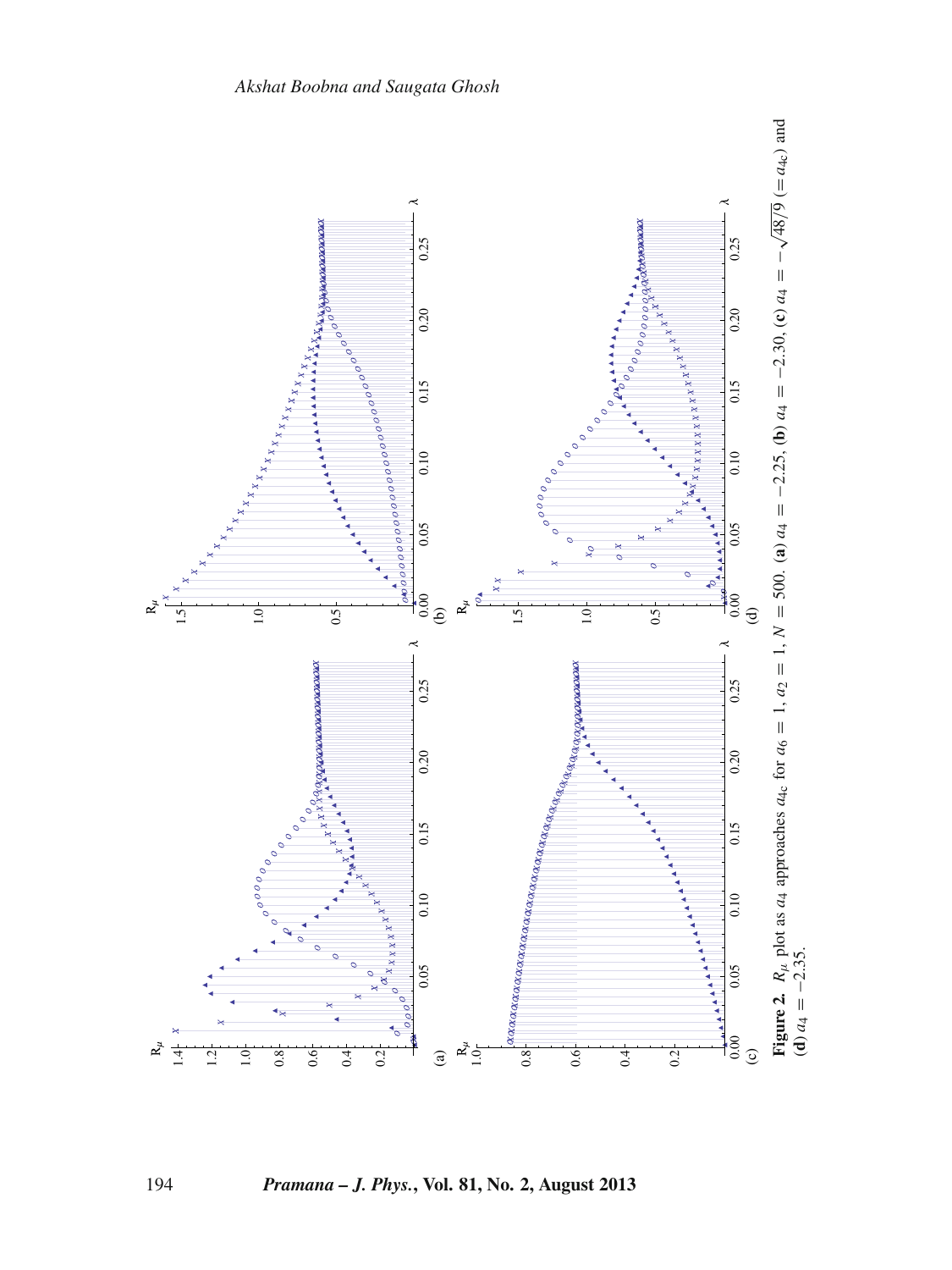**Figure 2.** $R_\mu$ plot as $a_4$ approaches $a_{4c}$ for $a_6 = 1$, $a_2 = 1$, $N = 500$. **(a)** $a_4 = -2.25$, **(b)** $a_4 = -2.30$, **(c)** $a_4 = -\sqrt{48/9}$ $(= a_{4c})$ and **(d)** $a_4 = -2.35$.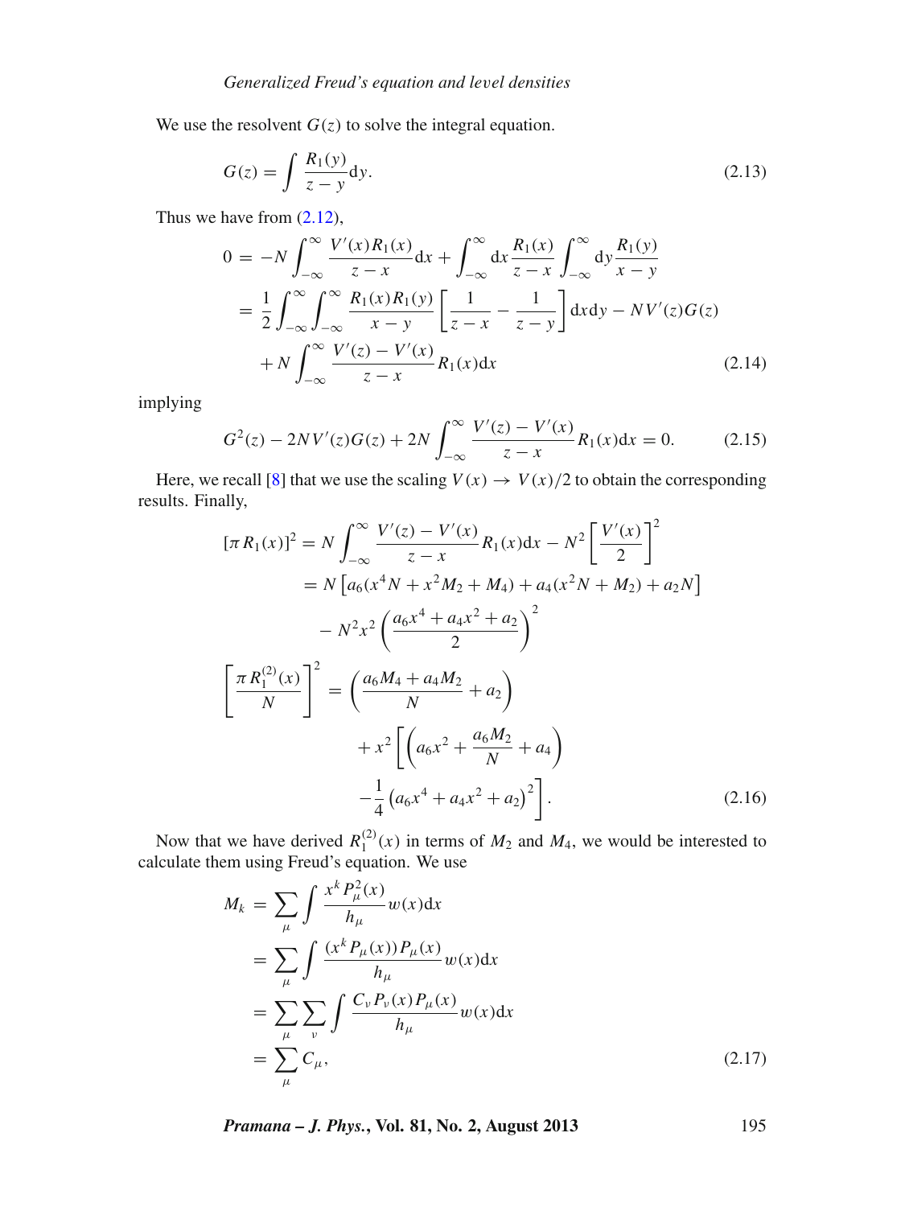We use the resolvent $G(z)$ to solve the integral equation.

$$G(z) = \int \frac{R_1(y)}{z-y} \mathrm{d}y. \tag{2.13}$$

Thus we have from (2.12),

$$\begin{aligned}
0 &= -N \int_{-\infty}^{\infty} \frac{V'(x) R_1(x)}{z-x} \mathrm{d}x + \int_{-\infty}^{\infty} \mathrm{d}x \frac{R_1(x)}{z-x} \int_{-\infty}^{\infty} \mathrm{d}y \frac{R_1(y)}{x-y} \\
&= \frac{1}{2} \int_{-\infty}^{\infty} \int_{-\infty}^{\infty} \frac{R_1(x) R_1(y)}{x-y} \left[ \frac{1}{z-x} - \frac{1}{z-y} \right] \mathrm{d}x \mathrm{d}y - N V'(z) G(z) \\
&\quad + N \int_{-\infty}^{\infty} \frac{V'(z) - V'(x)}{z-x} R_1(x) \mathrm{d}x
\end{aligned} \tag{2.14}$$

implying

$$G^2(z) - 2N V'(z) G(z) + 2N \int_{-\infty}^{\infty} \frac{V'(z) - V'(x)}{z-x} R_1(x) \mathrm{d}x = 0. \tag{2.15}$$

Here, we recall [8] that we use the scaling $V(x) \to V(x)/2$ to obtain the corresponding results. Finally,

$$\begin{aligned}
[\pi R_1(x)]^2 &= N \int_{-\infty}^{\infty} \frac{V'(z) - V'(x)}{z-x} R_1(x) \mathrm{d}x - N^2 \left[ \frac{V'(x)}{2} \right]^2 \\
&= N \left[ a_6 (x^4 N + x^2 M_2 + M_4) + a_4 (x^2 N + M_2) + a_2 N \right] \\
&\quad - N^2 x^2 \left( \frac{a_6 x^4 + a_4 x^2 + a_2}{2} \right)^2 \\
\left[ \frac{\pi R_1^{(2)}(x)}{N} \right]^2 &= \left( \frac{a_6 M_4 + a_4 M_2}{N} + a_2 \right) \\
&\quad + x^2 \left[ \left( a_6 x^2 + \frac{a_6 M_2}{N} + a_4 \right) \right. \\
&\quad \left. - \frac{1}{4} \left( a_6 x^4 + a_4 x^2 + a_2 \right)^2 \right].
\end{aligned} \tag{2.16}$$

Now that we have derived $R_1^{(2)}(x)$ in terms of $M_2$ and $M_4$, we would be interested to calculate them using Freud's equation. We use

$$\begin{aligned}
M_k &= \sum_{\mu} \int \frac{x^k P_\mu^2(x)}{h_\mu} w(x) \mathrm{d}x \\
&= \sum_{\mu} \int \frac{(x^k P_\mu(x)) P_\mu(x)}{h_\mu} w(x) \mathrm{d}x \\
&= \sum_{\mu} \sum_{\nu} \int \frac{C_\nu P_\nu(x) P_\mu(x)}{h_\mu} w(x) \mathrm{d}x \\
&= \sum_{\mu} C_\mu,
\end{aligned} \tag{2.17}$$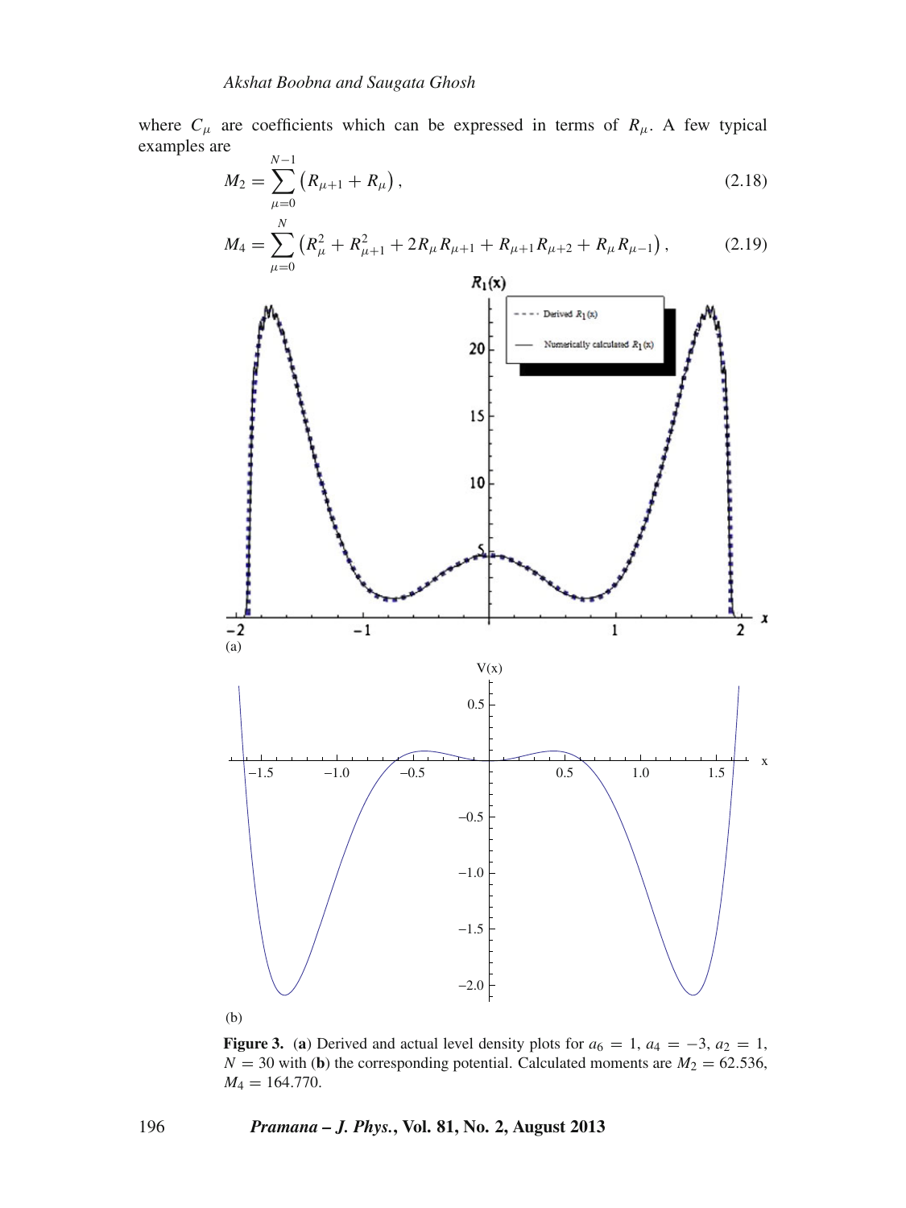where $C_\mu$ are coefficients which can be expressed in terms of $R_\mu$. A few typical examples are

$$M_2 = \sum_{\mu=0}^{N-1} \left(R_{\mu+1} + R_\mu\right), \tag{2.18}$$

$$M_4 = \sum_{\mu=0}^{N} \left(R_\mu^2 + R_{\mu+1}^2 + 2R_\mu R_{\mu+1} + R_{\mu+1}R_{\mu+2} + R_\mu R_{\mu-1}\right), \tag{2.19}$$

**Figure 3.** (**a**) Derived and actual level density plots for $a_6 = 1$, $a_4 = -3$, $a_2 = 1$, $N = 30$ with (**b**) the corresponding potential. Calculated moments are $M_2 = 62.536$, $M_4 = 164.770$.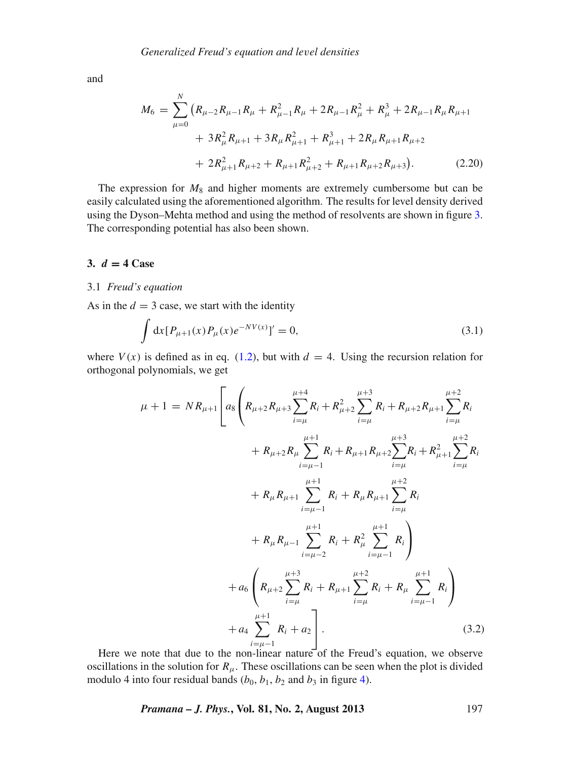and

$$M_6 = \sum_{\mu=0}^{N} \big(R_{\mu-2}R_{\mu-1}R_\mu + R_{\mu-1}^2 R_\mu + 2R_{\mu-1}R_\mu^2 + R_\mu^3 + 2R_{\mu-1}R_\mu R_{\mu+1} + 3R_\mu^2 R_{\mu+1} + 3R_\mu R_{\mu+1}^2 + R_{\mu+1}^3 + 2R_\mu R_{\mu+1}R_{\mu+2} + 2R_{\mu+1}^2 R_{\mu+2} + R_{\mu+1}R_{\mu+2}^2 + R_{\mu+1}R_{\mu+2}R_{\mu+3}\big). \tag{2.20}$$

The expression for $M_8$ and higher moments are extremely cumbersome but can be easily calculated using the aforementioned algorithm. The results for level density derived using the Dyson–Mehta method and using the method of resolvents are shown in figure 3. The corresponding potential has also been shown.

## 3. $d = 4$ Case

### 3.1 *Freud's equation*

As in the $d = 3$ case, we start with the identity

$$\int \mathrm{d}x [P_{\mu+1}(x)P_\mu(x)e^{-NV(x)}]' = 0, \tag{3.1}$$

where $V(x)$ is defined as in eq. (1.2), but with $d = 4$. Using the recursion relation for orthogonal polynomials, we get

$$\begin{aligned}
\mu + 1 = N R_{\mu+1} \Bigg[ & a_8 \Bigg( R_{\mu+2}R_{\mu+3}\sum_{i=\mu}^{\mu+4} R_i + R_{\mu+2}^2 \sum_{i=\mu}^{\mu+3} R_i + R_{\mu+2}R_{\mu+1}\sum_{i=\mu}^{\mu+2} R_i \\
& + R_{\mu+2}R_\mu \sum_{i=\mu-1}^{\mu+1} R_i + R_{\mu+1}R_{\mu+2}\sum_{i=\mu}^{\mu+3} R_i + R_{\mu+1}^2 \sum_{i=\mu}^{\mu+2} R_i \\
& + R_\mu R_{\mu+1} \sum_{i=\mu-1}^{\mu+1} R_i + R_\mu R_{\mu+1} \sum_{i=\mu}^{\mu+2} R_i \\
& + R_\mu R_{\mu-1} \sum_{i=\mu-2}^{\mu+1} R_i + R_\mu^2 \sum_{i=\mu-1}^{\mu+1} R_i \Bigg) \\
& + a_6 \Bigg( R_{\mu+2}\sum_{i=\mu}^{\mu+3} R_i + R_{\mu+1}\sum_{i=\mu}^{\mu+2} R_i + R_\mu \sum_{i=\mu-1}^{\mu+1} R_i \Bigg) \\
& + a_4 \sum_{i=\mu-1}^{\mu+1} R_i + a_2 \Bigg].
\end{aligned} \tag{3.2}$$

Here we note that due to the non-linear nature of the Freud's equation, we observe oscillations in the solution for $R_\mu$. These oscillations can be seen when the plot is divided modulo 4 into four residual bands ($b_0$, $b_1$, $b_2$ and $b_3$ in figure 4).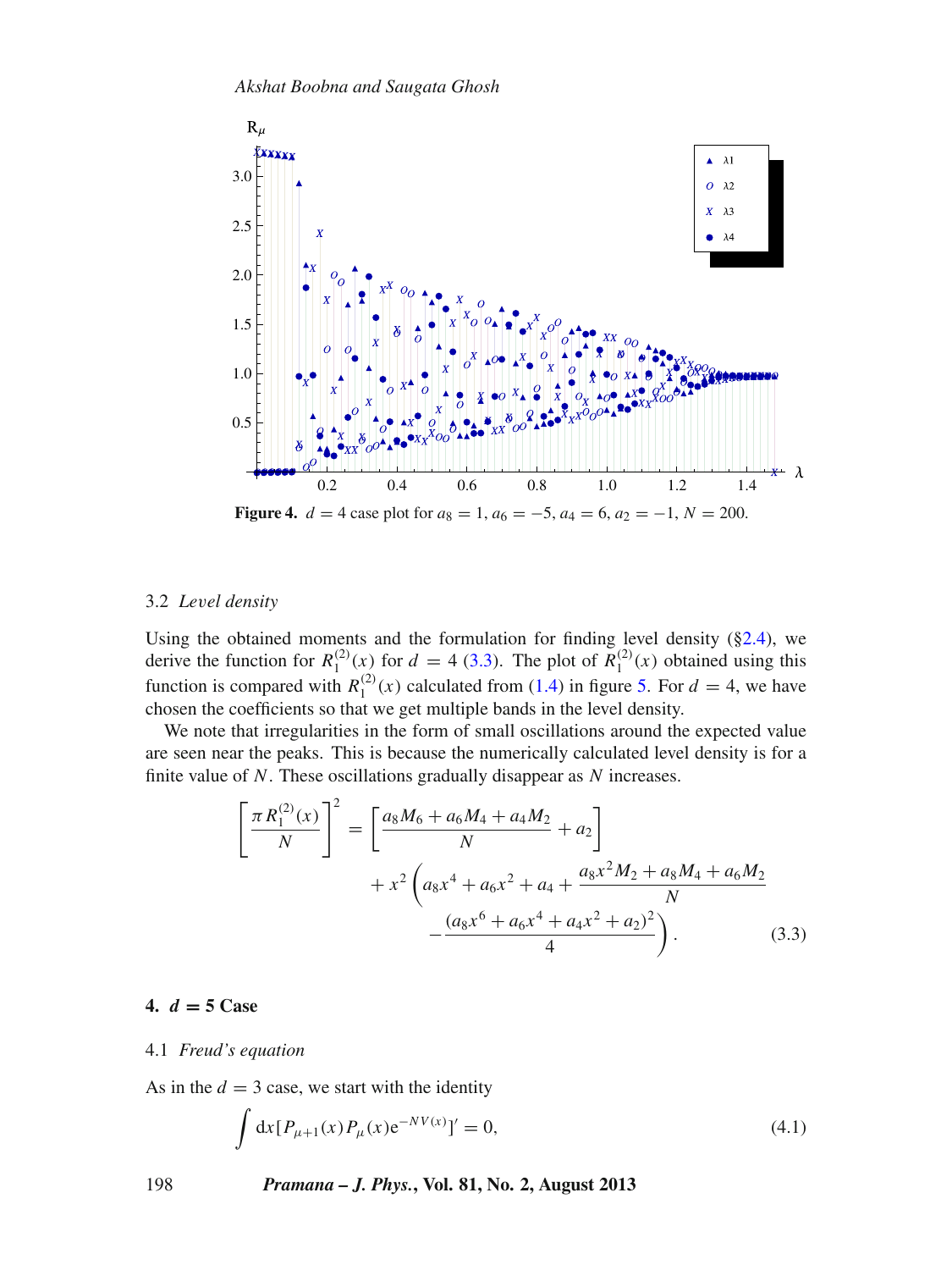**Figure 4.** $d = 4$ case plot for $a_8 = 1$, $a_6 = -5$, $a_4 = 6$, $a_2 = -1$, $N = 200$.

### 3.2 *Level density*

Using the obtained moments and the formulation for finding level density (§2.4), we derive the function for $R_1^{(2)}(x)$ for $d = 4$ (3.3). The plot of $R_1^{(2)}(x)$ obtained using this function is compared with $R_1^{(2)}(x)$ calculated from (1.4) in figure 5. For $d = 4$, we have chosen the coefficients so that we get multiple bands in the level density.

We note that irregularities in the form of small oscillations around the expected value are seen near the peaks. This is because the numerically calculated level density is for a finite value of $N$. These oscillations gradually disappear as $N$ increases.

$$\left[\frac{\pi R_1^{(2)}(x)}{N}\right]^2 = \left[\frac{a_8 M_6 + a_6 M_4 + a_4 M_2}{N} + a_2\right] + x^2 \left(a_8 x^4 + a_6 x^2 + a_4 + \frac{a_8 x^2 M_2 + a_8 M_4 + a_6 M_2}{N} - \frac{(a_8 x^6 + a_6 x^4 + a_4 x^2 + a_2)^2}{4}\right). \tag{3.3}$$

## 4. $d = 5$ Case

### 4.1 *Freud's equation*

As in the $d = 3$ case, we start with the identity

$$\int \mathrm{d}x [P_{\mu+1}(x) P_\mu(x) \mathrm{e}^{-NV(x)}]' = 0, \tag{4.1}$$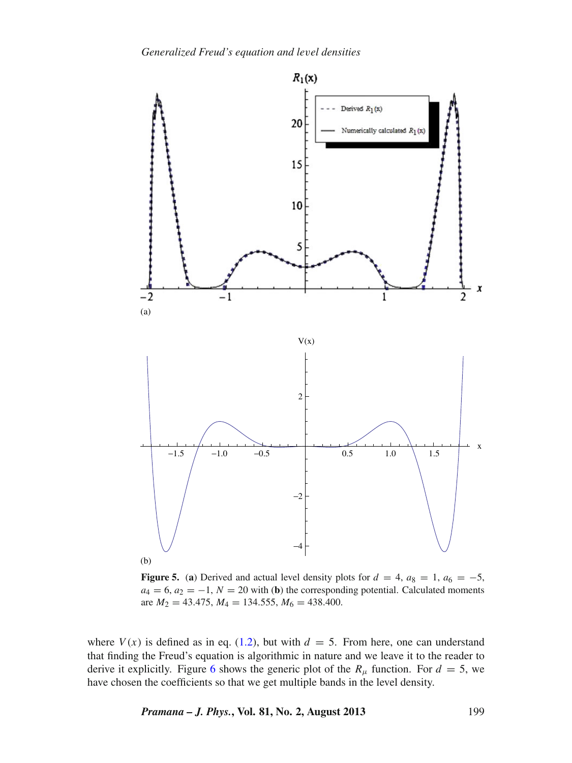**Figure 5.** (**a**) Derived and actual level density plots for $d = 4$, $a_8 = 1$, $a_6 = -5$, $a_4 = 6$, $a_2 = -1$, $N = 20$ with (**b**) the corresponding potential. Calculated moments are $M_2 = 43.475$, $M_4 = 134.555$, $M_6 = 438.400$.

where $V(x)$ is defined as in eq. (1.2), but with $d = 5$. From here, one can understand that finding the Freud's equation is algorithmic in nature and we leave it to the reader to derive it explicitly. Figure 6 shows the generic plot of the $R_\mu$ function. For $d = 5$, we have chosen the coefficients so that we get multiple bands in the level density.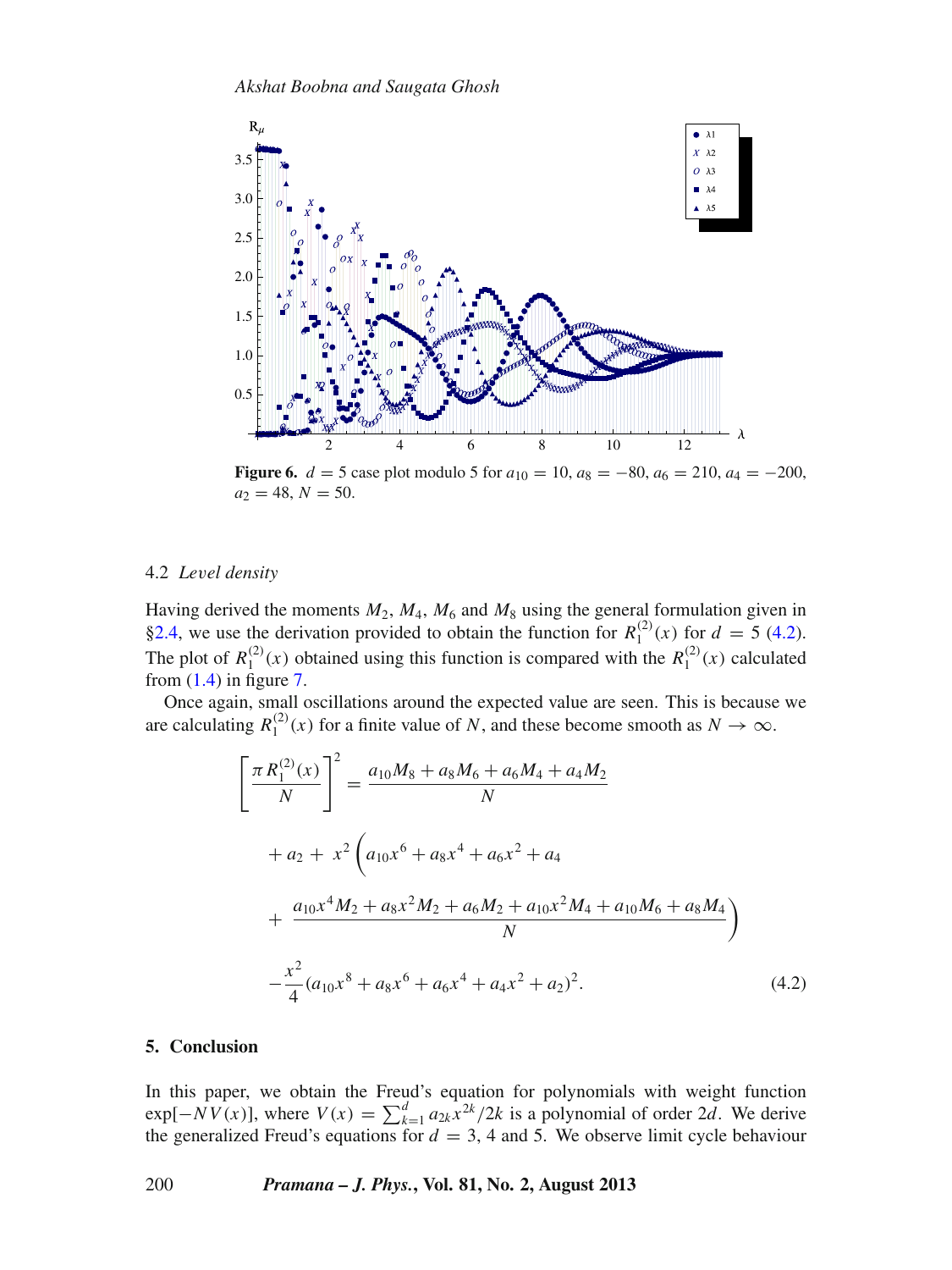Figure 6. $d = 5$ case plot modulo 5 for $a_{10} = 10$, $a_8 = -80$, $a_6 = 210$, $a_4 = -200$, $a_2 = 48$, $N = 50$.

### 4.2 *Level density*

Having derived the moments $M_2$, $M_4$, $M_6$ and $M_8$ using the general formulation given in §2.4, we use the derivation provided to obtain the function for $R_1^{(2)}(x)$ for $d = 5$ (4.2). The plot of $R_1^{(2)}(x)$ obtained using this function is compared with the $R_1^{(2)}(x)$ calculated from (1.4) in figure 7.

Once again, small oscillations around the expected value are seen. This is because we are calculating $R_1^{(2)}(x)$ for a finite value of $N$, and these become smooth as $N \to \infty$.

$$\left[\frac{\pi R_1^{(2)}(x)}{N}\right]^2 = \frac{a_{10}M_8 + a_8 M_6 + a_6 M_4 + a_4 M_2}{N}$$

$$+ a_2 + x^2 \left( a_{10}x^6 + a_8 x^4 + a_6 x^2 + a_4 \right.$$

$$\left. + \frac{a_{10}x^4 M_2 + a_8 x^2 M_2 + a_6 M_2 + a_{10}x^2 M_4 + a_{10}M_6 + a_8 M_4}{N} \right)$$

$$- \frac{x^2}{4}(a_{10}x^8 + a_8 x^6 + a_6 x^4 + a_4 x^2 + a_2)^2. \tag{4.2}$$

## 5. Conclusion

In this paper, we obtain the Freud's equation for polynomials with weight function $\exp[-NV(x)]$, where $V(x) = \sum_{k=1}^{d} a_{2k}x^{2k}/2k$ is a polynomial of order $2d$. We derive the generalized Freud's equations for $d = 3$, 4 and 5. We observe limit cycle behaviour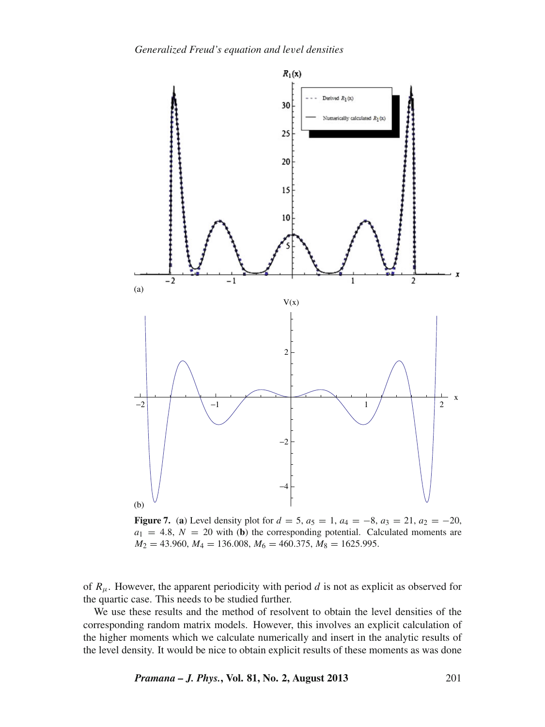Figure 7. (a) Level density plot for $d = 5$, $a_5 = 1$, $a_4 = -8$, $a_3 = 21$, $a_2 = -20$, $a_1 = 4.8$, $N = 20$ with (b) the corresponding potential. Calculated moments are $M_2 = 43.960$, $M_4 = 136.008$, $M_6 = 460.375$, $M_8 = 1625.995$.

of $R_\mu$. However, the apparent periodicity with period $d$ is not as explicit as observed for the quartic case. This needs to be studied further.

We use these results and the method of resolvent to obtain the level densities of the corresponding random matrix models. However, this involves an explicit calculation of the higher moments which we calculate numerically and insert in the analytic results of the level density. It would be nice to obtain explicit results of these moments as was done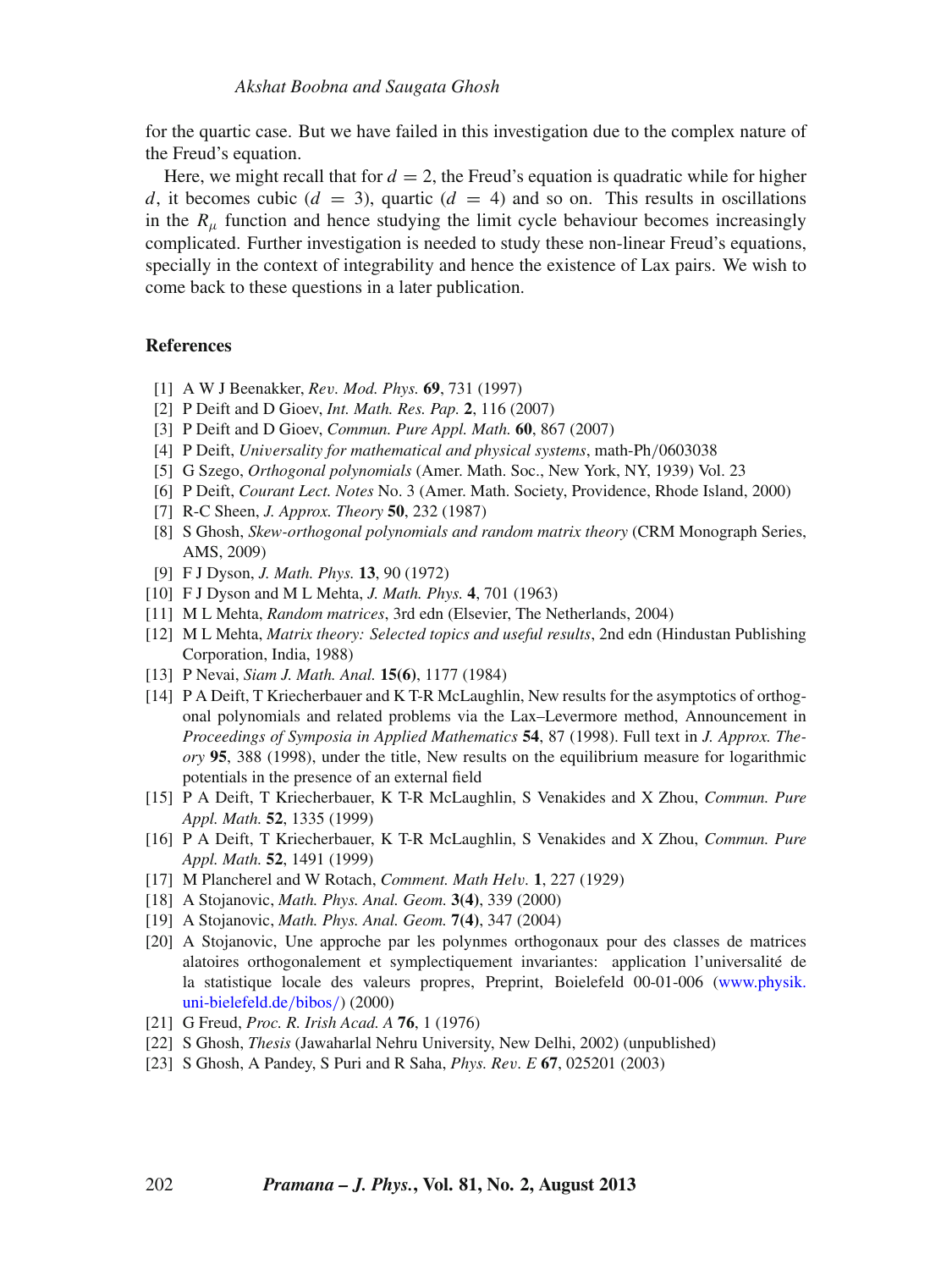for the quartic case. But we have failed in this investigation due to the complex nature of the Freud's equation.

Here, we might recall that for $d = 2$, the Freud's equation is quadratic while for higher $d$, it becomes cubic ($d = 3$), quartic ($d = 4$) and so on. This results in oscillations in the $R_\mu$ function and hence studying the limit cycle behaviour becomes increasingly complicated. Further investigation is needed to study these non-linear Freud's equations, specially in the context of integrability and hence the existence of Lax pairs. We wish to come back to these questions in a later publication.

## References

[1] A W J Beenakker, *Rev. Mod. Phys.* **69**, 731 (1997)

[2] P Deift and D Gioev, *Int. Math. Res. Pap.* **2**, 116 (2007)

[3] P Deift and D Gioev, *Commun. Pure Appl. Math.* **60**, 867 (2007)

[4] P Deift, *Universality for mathematical and physical systems*, math-Ph/0603038

[5] G Szego, *Orthogonal polynomials* (Amer. Math. Soc., New York, NY, 1939) Vol. 23

[6] P Deift, *Courant Lect. Notes* No. 3 (Amer. Math. Society, Providence, Rhode Island, 2000)

[7] R-C Sheen, *J. Approx. Theory* **50**, 232 (1987)

[8] S Ghosh, *Skew-orthogonal polynomials and random matrix theory* (CRM Monograph Series, AMS, 2009)

[9] F J Dyson, *J. Math. Phys.* **13**, 90 (1972)

[10] F J Dyson and M L Mehta, *J. Math. Phys.* **4**, 701 (1963)

[11] M L Mehta, *Random matrices*, 3rd edn (Elsevier, The Netherlands, 2004)

[12] M L Mehta, *Matrix theory: Selected topics and useful results*, 2nd edn (Hindustan Publishing Corporation, India, 1988)

[13] P Nevai, *Siam J. Math. Anal.* **15(6)**, 1177 (1984)

[14] P A Deift, T Kriecherbauer and K T-R McLaughlin, New results for the asymptotics of orthogonal polynomials and related problems via the Lax–Levermore method, Announcement in *Proceedings of Symposia in Applied Mathematics* **54**, 87 (1998). Full text in *J. Approx. Theory* **95**, 388 (1998), under the title, New results on the equilibrium measure for logarithmic potentials in the presence of an external field

[15] P A Deift, T Kriecherbauer, K T-R McLaughlin, S Venakides and X Zhou, *Commun. Pure Appl. Math.* **52**, 1335 (1999)

[16] P A Deift, T Kriecherbauer, K T-R McLaughlin, S Venakides and X Zhou, *Commun. Pure Appl. Math.* **52**, 1491 (1999)

[17] M Plancherel and W Rotach, *Comment. Math Helv.* **1**, 227 (1929)

[18] A Stojanovic, *Math. Phys. Anal. Geom.* **3(4)**, 339 (2000)

[19] A Stojanovic, *Math. Phys. Anal. Geom.* **7(4)**, 347 (2004)

[20] A Stojanovic, Une approche par les polynmes orthogonaux pour des classes de matrices alatoires orthogonalement et symplectiquement invariantes: application l'universalité de la statistique locale des valeurs propres, Preprint, Boielefeld 00-01-006 (www.physik.uni-bielefeld.de/bibos/) (2000)

[21] G Freud, *Proc. R. Irish Acad. A* **76**, 1 (1976)

[22] S Ghosh, *Thesis* (Jawaharlal Nehru University, New Delhi, 2002) (unpublished)

[23] S Ghosh, A Pandey, S Puri and R Saha, *Phys. Rev. E* **67**, 025201 (2003)